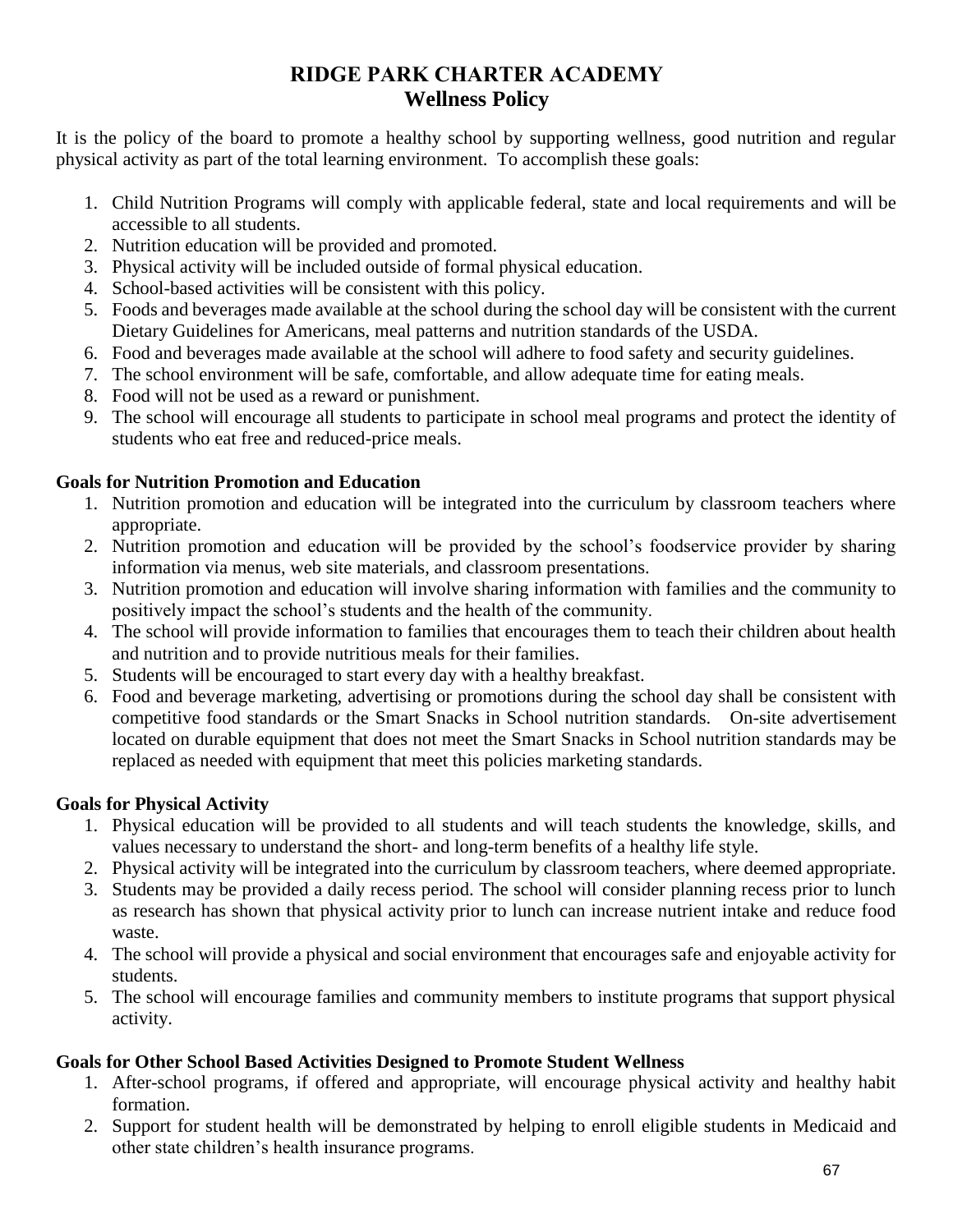# RIDGE PARK CHARTER ACADEMY
## Wellness Policy

It is the policy of the board to promote a healthy school by supporting wellness, good nutrition and regular physical activity as part of the total learning environment. To accomplish these goals:

1. Child Nutrition Programs will comply with applicable federal, state and local requirements and will be accessible to all students.
2. Nutrition education will be provided and promoted.
3. Physical activity will be included outside of formal physical education.
4. School-based activities will be consistent with this policy.
5. Foods and beverages made available at the school during the school day will be consistent with the current Dietary Guidelines for Americans, meal patterns and nutrition standards of the USDA.
6. Food and beverages made available at the school will adhere to food safety and security guidelines.
7. The school environment will be safe, comfortable, and allow adequate time for eating meals.
8. Food will not be used as a reward or punishment.
9. The school will encourage all students to participate in school meal programs and protect the identity of students who eat free and reduced-price meals.

**Goals for Nutrition Promotion and Education**

1. Nutrition promotion and education will be integrated into the curriculum by classroom teachers where appropriate.
2. Nutrition promotion and education will be provided by the school's foodservice provider by sharing information via menus, web site materials, and classroom presentations.
3. Nutrition promotion and education will involve sharing information with families and the community to positively impact the school's students and the health of the community.
4. The school will provide information to families that encourages them to teach their children about health and nutrition and to provide nutritious meals for their families.
5. Students will be encouraged to start every day with a healthy breakfast.
6. Food and beverage marketing, advertising or promotions during the school day shall be consistent with competitive food standards or the Smart Snacks in School nutrition standards. On-site advertisement located on durable equipment that does not meet the Smart Snacks in School nutrition standards may be replaced as needed with equipment that meet this policies marketing standards.

**Goals for Physical Activity**

1. Physical education will be provided to all students and will teach students the knowledge, skills, and values necessary to understand the short- and long-term benefits of a healthy life style.
2. Physical activity will be integrated into the curriculum by classroom teachers, where deemed appropriate.
3. Students may be provided a daily recess period. The school will consider planning recess prior to lunch as research has shown that physical activity prior to lunch can increase nutrient intake and reduce food waste.
4. The school will provide a physical and social environment that encourages safe and enjoyable activity for students.
5. The school will encourage families and community members to institute programs that support physical activity.

**Goals for Other School Based Activities Designed to Promote Student Wellness**

1. After-school programs, if offered and appropriate, will encourage physical activity and healthy habit formation.
2. Support for student health will be demonstrated by helping to enroll eligible students in Medicaid and other state children's health insurance programs.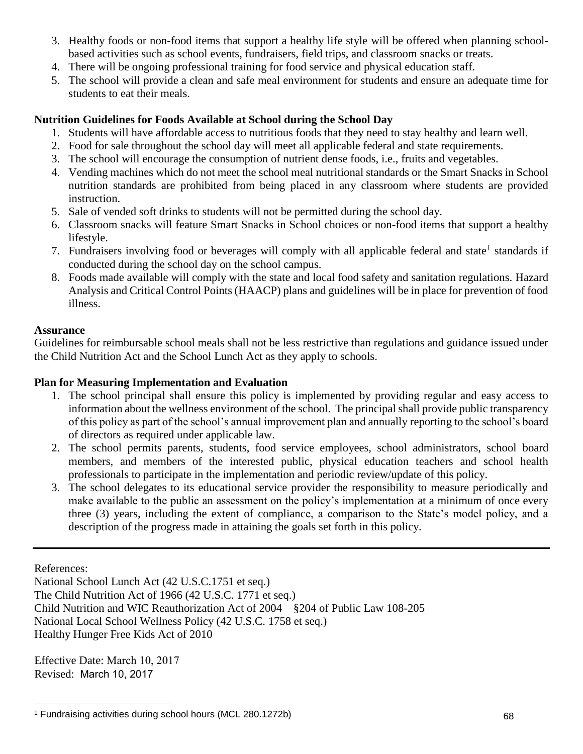3. Healthy foods or non-food items that support a healthy life style will be offered when planning school-based activities such as school events, fundraisers, field trips, and classroom snacks or treats.
4. There will be ongoing professional training for food service and physical education staff.
5. The school will provide a clean and safe meal environment for students and ensure an adequate time for students to eat their meals.

**Nutrition Guidelines for Foods Available at School during the School Day**

1. Students will have affordable access to nutritious foods that they need to stay healthy and learn well.
2. Food for sale throughout the school day will meet all applicable federal and state requirements.
3. The school will encourage the consumption of nutrient dense foods, i.e., fruits and vegetables.
4. Vending machines which do not meet the school meal nutritional standards or the Smart Snacks in School nutrition standards are prohibited from being placed in any classroom where students are provided instruction.
5. Sale of vended soft drinks to students will not be permitted during the school day.
6. Classroom snacks will feature Smart Snacks in School choices or non-food items that support a healthy lifestyle.
7. Fundraisers involving food or beverages will comply with all applicable federal and state[1] standards if conducted during the school day on the school campus.
8. Foods made available will comply with the state and local food safety and sanitation regulations. Hazard Analysis and Critical Control Points (HAACP) plans and guidelines will be in place for prevention of food illness.

**Assurance**

Guidelines for reimbursable school meals shall not be less restrictive than regulations and guidance issued under the Child Nutrition Act and the School Lunch Act as they apply to schools.

**Plan for Measuring Implementation and Evaluation**

1. The school principal shall ensure this policy is implemented by providing regular and easy access to information about the wellness environment of the school. The principal shall provide public transparency of this policy as part of the school's annual improvement plan and annually reporting to the school's board of directors as required under applicable law.
2. The school permits parents, students, food service employees, school administrators, school board members, and members of the interested public, physical education teachers and school health professionals to participate in the implementation and periodic review/update of this policy.
3. The school delegates to its educational service provider the responsibility to measure periodically and make available to the public an assessment on the policy's implementation at a minimum of once every three (3) years, including the extent of compliance, a comparison to the State's model policy, and a description of the progress made in attaining the goals set forth in this policy.

---

References:
National School Lunch Act (42 U.S.C.1751 et seq.)
The Child Nutrition Act of 1966 (42 U.S.C. 1771 et seq.)
Child Nutrition and WIC Reauthorization Act of 2004 – §204 of Public Law 108-205
National Local School Wellness Policy (42 U.S.C. 1758 et seq.)
Healthy Hunger Free Kids Act of 2010

Effective Date: March 10, 2017
Revised: March 10, 2017

[1] Fundraising activities during school hours (MCL 280.1272b)